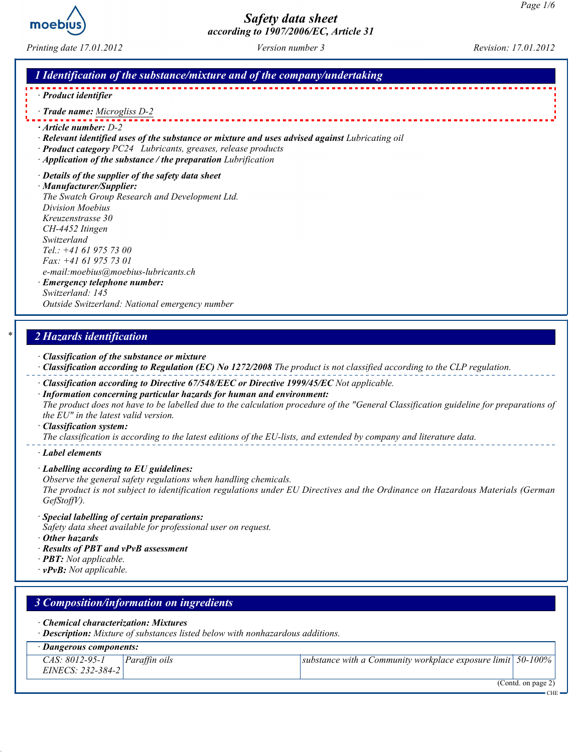# Safety data sheet
## according to 1907/2006/EC, Article 31

*Printing date 17.01.2012* *Version number 3* *Revision: 17.01.2012*

## 1 Identification of the substance/mixture and of the company/undertaking

· **Product identifier**

· **Trade name:** Microgliss D-2

· **Article number:** D-2

· **Relevant identified uses of the substance or mixture and uses advised against** Lubricating oil

· **Product category** PC24 Lubricants, greases, release products

· **Application of the substance / the preparation** Lubrification

· **Details of the supplier of the safety data sheet**

· **Manufacturer/Supplier:**

The Swatch Group Research and Development Ltd.
Division Moebius
Kreuzenstrasse 30
CH-4452 Itingen
Switzerland
Tel.: +41 61 975 73 00
Fax: +41 61 975 73 01
e-mail:moebius@moebius-lubricants.ch

· **Emergency telephone number:**

Switzerland: 145
Outside Switzerland: National emergency number

## 2 Hazards identification

· **Classification of the substance or mixture**

· **Classification according to Regulation (EC) No 1272/2008** The product is not classified according to the CLP regulation.

· **Classification according to Directive 67/548/EEC or Directive 1999/45/EC** Not applicable.

· **Information concerning particular hazards for human and environment:**

The product does not have to be labelled due to the calculation procedure of the "General Classification guideline for preparations of the EU" in the latest valid version.

· **Classification system:**

The classification is according to the latest editions of the EU-lists, and extended by company and literature data.

· **Label elements**

· **Labelling according to EU guidelines:**

Observe the general safety regulations when handling chemicals.
The product is not subject to identification regulations under EU Directives and the Ordinance on Hazardous Materials (German GefStoffV).

· **Special labelling of certain preparations:**

Safety data sheet available for professional user on request.

· **Other hazards**

· **Results of PBT and vPvB assessment**

· **PBT:** Not applicable.

· **vPvB:** Not applicable.

## 3 Composition/information on ingredients

· **Chemical characterization: Mixtures**

· **Description:** Mixture of substances listed below with nonhazardous additions.

| · Dangerous components: | | | |
|---|---|---|---|
| CAS: 8012-95-1<br>EINECS: 232-384-2 | Paraffin oils | substance with a Community workplace exposure limit | 50-100% |

(Contd. on page 2)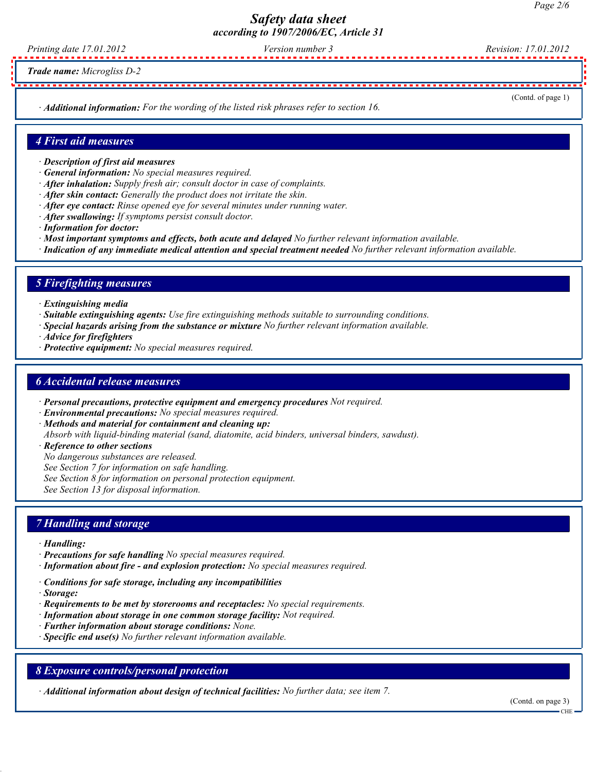*Trade name:* *Microgliss D-2*

(Contd. of page 1)

· ***Additional information:*** *For the wording of the listed risk phrases refer to section 16.*

## 4 First aid measures

· ***Description of first aid measures***
· ***General information:*** *No special measures required.*
· ***After inhalation:*** *Supply fresh air; consult doctor in case of complaints.*
· ***After skin contact:*** *Generally the product does not irritate the skin.*
· ***After eye contact:*** *Rinse opened eye for several minutes under running water.*
· ***After swallowing:*** *If symptoms persist consult doctor.*
· ***Information for doctor:***
· ***Most important symptoms and effects, both acute and delayed*** *No further relevant information available.*
· ***Indication of any immediate medical attention and special treatment needed*** *No further relevant information available.*

## 5 Firefighting measures

· ***Extinguishing media***
· ***Suitable extinguishing agents:*** *Use fire extinguishing methods suitable to surrounding conditions.*
· ***Special hazards arising from the substance or mixture*** *No further relevant information available.*
· ***Advice for firefighters***
· ***Protective equipment:*** *No special measures required.*

## 6 Accidental release measures

· ***Personal precautions, protective equipment and emergency procedures*** *Not required.*
· ***Environmental precautions:*** *No special measures required.*
· ***Methods and material for containment and cleaning up:***
*Absorb with liquid-binding material (sand, diatomite, acid binders, universal binders, sawdust).*
· ***Reference to other sections***
*No dangerous substances are released.*
*See Section 7 for information on safe handling.*
*See Section 8 for information on personal protection equipment.*
*See Section 13 for disposal information.*

## 7 Handling and storage

· ***Handling:***
· ***Precautions for safe handling*** *No special measures required.*
· ***Information about fire - and explosion protection:*** *No special measures required.*

· ***Conditions for safe storage, including any incompatibilities***
· ***Storage:***
· ***Requirements to be met by storerooms and receptacles:*** *No special requirements.*
· ***Information about storage in one common storage facility:*** *Not required.*
· ***Further information about storage conditions:*** *None.*
· ***Specific end use(s)*** *No further relevant information available.*

## 8 Exposure controls/personal protection

· ***Additional information about design of technical facilities:*** *No further data; see item 7.*

(Contd. on page 3)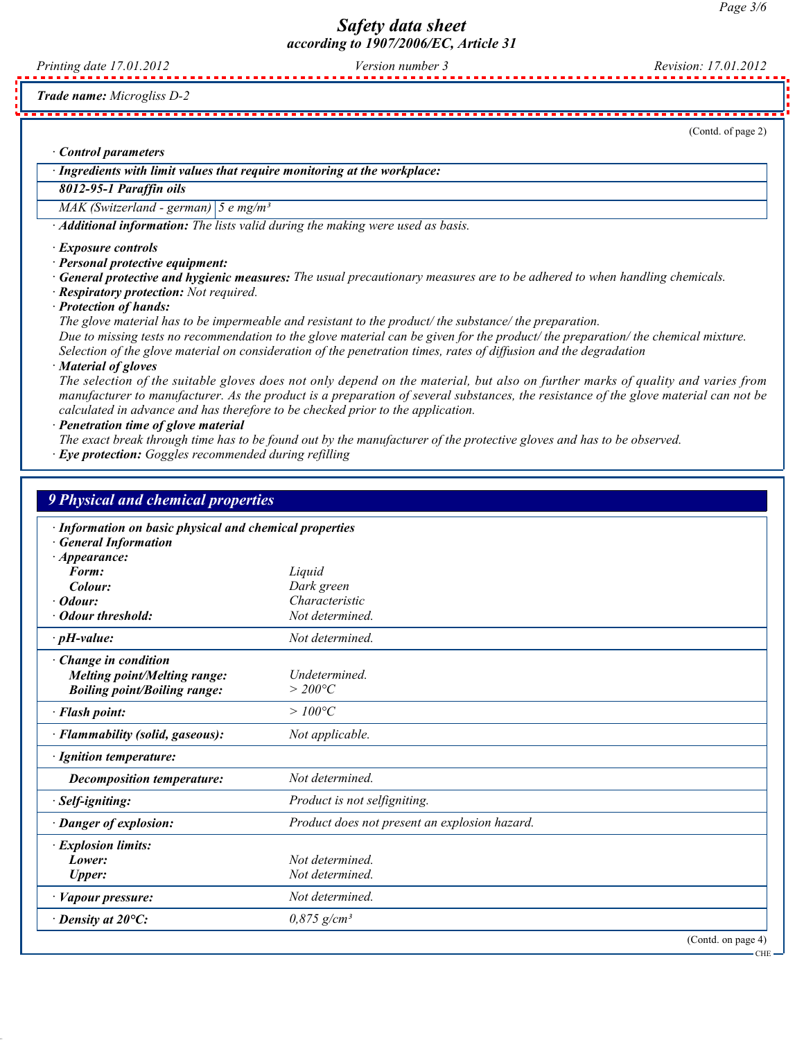*Trade name:* Microgliss D-2

(Contd. of page 2)

· **Control parameters**

| · Ingredients with limit values that require monitoring at the workplace: | |
|---|---|
| **8012-95-1 Paraffin oils** | |
| MAK (Switzerland - german) | 5 e mg/m³ |

· **Additional information:** The lists valid during the making were used as basis.

· **Exposure controls**
· **Personal protective equipment:**
· **General protective and hygienic measures:** The usual precautionary measures are to be adhered to when handling chemicals.
· **Respiratory protection:** Not required.
· **Protection of hands:**
The glove material has to be impermeable and resistant to the product/ the substance/ the preparation.
Due to missing tests no recommendation to the glove material can be given for the product/ the preparation/ the chemical mixture.
Selection of the glove material on consideration of the penetration times, rates of diffusion and the degradation
· **Material of gloves**
The selection of the suitable gloves does not only depend on the material, but also on further marks of quality and varies from manufacturer to manufacturer. As the product is a preparation of several substances, the resistance of the glove material can not be calculated in advance and has therefore to be checked prior to the application.
· **Penetration time of glove material**
The exact break through time has to be found out by the manufacturer of the protective gloves and has to be observed.
· **Eye protection:** Goggles recommended during refilling

## 9 Physical and chemical properties

| · Information on basic physical and chemical properties | |
|---|---|
| · **General Information** | |
| · **Appearance:** | |
| **Form:** | Liquid |
| **Colour:** | Dark green |
| · **Odour:** | Characteristic |
| · **Odour threshold:** | Not determined. |
| · **pH-value:** | Not determined. |
| · **Change in condition** | |
| **Melting point/Melting range:** | Undetermined. |
| **Boiling point/Boiling range:** | > 200°C |
| · **Flash point:** | > 100°C |
| · **Flammability (solid, gaseous):** | Not applicable. |
| · **Ignition temperature:** | |
| **Decomposition temperature:** | Not determined. |
| · **Self-igniting:** | Product is not selfigniting. |
| · **Danger of explosion:** | Product does not present an explosion hazard. |
| · **Explosion limits:** | |
| **Lower:** | Not determined. |
| **Upper:** | Not determined. |
| · **Vapour pressure:** | Not determined. |
| · **Density at 20°C:** | 0,875 g/cm³ |

(Contd. on page 4)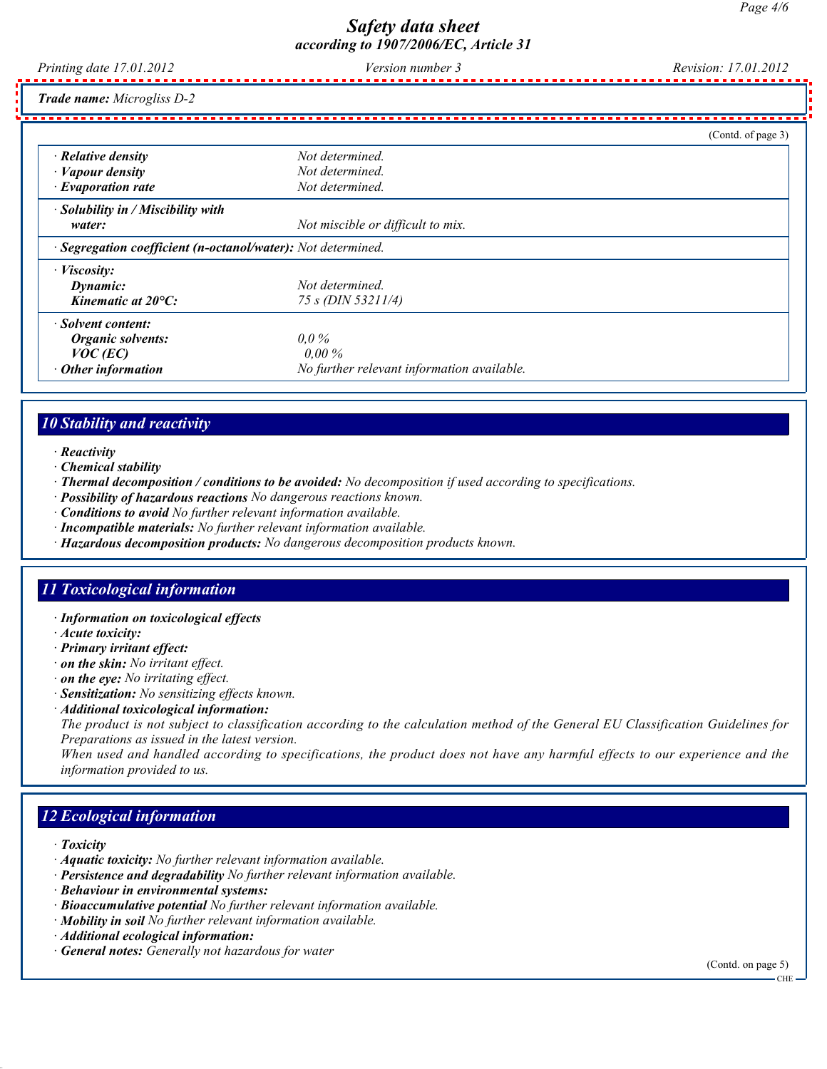**Trade name:** *Microgliss D-2*

(Contd. of page 3)

| | |
|---|---|
| · **Relative density** | *Not determined.* |
| · **Vapour density** | *Not determined.* |
| · **Evaporation rate** | *Not determined.* |
| · **Solubility in / Miscibility with water:** | *Not miscible or difficult to mix.* |
| · **Segregation coefficient (n-octanol/water):** | *Not determined.* |
| · **Viscosity:** | |
| **Dynamic:** | *Not determined.* |
| **Kinematic at 20°C:** | *75 s (DIN 53211/4)* |
| · **Solvent content:** | |
| **Organic solvents:** | *0,0 %* |
| **VOC (EC)** | *0,00 %* |
| · **Other information** | *No further relevant information available.* |

## 10 Stability and reactivity

· **Reactivity**
· **Chemical stability**
· **Thermal decomposition / conditions to be avoided:** *No decomposition if used according to specifications.*
· **Possibility of hazardous reactions** *No dangerous reactions known.*
· **Conditions to avoid** *No further relevant information available.*
· **Incompatible materials:** *No further relevant information available.*
· **Hazardous decomposition products:** *No dangerous decomposition products known.*

## 11 Toxicological information

· **Information on toxicological effects**
· **Acute toxicity:**
· **Primary irritant effect:**
· **on the skin:** *No irritant effect.*
· **on the eye:** *No irritating effect.*
· **Sensitization:** *No sensitizing effects known.*
· **Additional toxicological information:**
*The product is not subject to classification according to the calculation method of the General EU Classification Guidelines for Preparations as issued in the latest version.*
*When used and handled according to specifications, the product does not have any harmful effects to our experience and the information provided to us.*

## 12 Ecological information

· **Toxicity**
· **Aquatic toxicity:** *No further relevant information available.*
· **Persistence and degradability** *No further relevant information available.*
· **Behaviour in environmental systems:**
· **Bioaccumulative potential** *No further relevant information available.*
· **Mobility in soil** *No further relevant information available.*
· **Additional ecological information:**
· **General notes:** *Generally not hazardous for water*

(Contd. on page 5)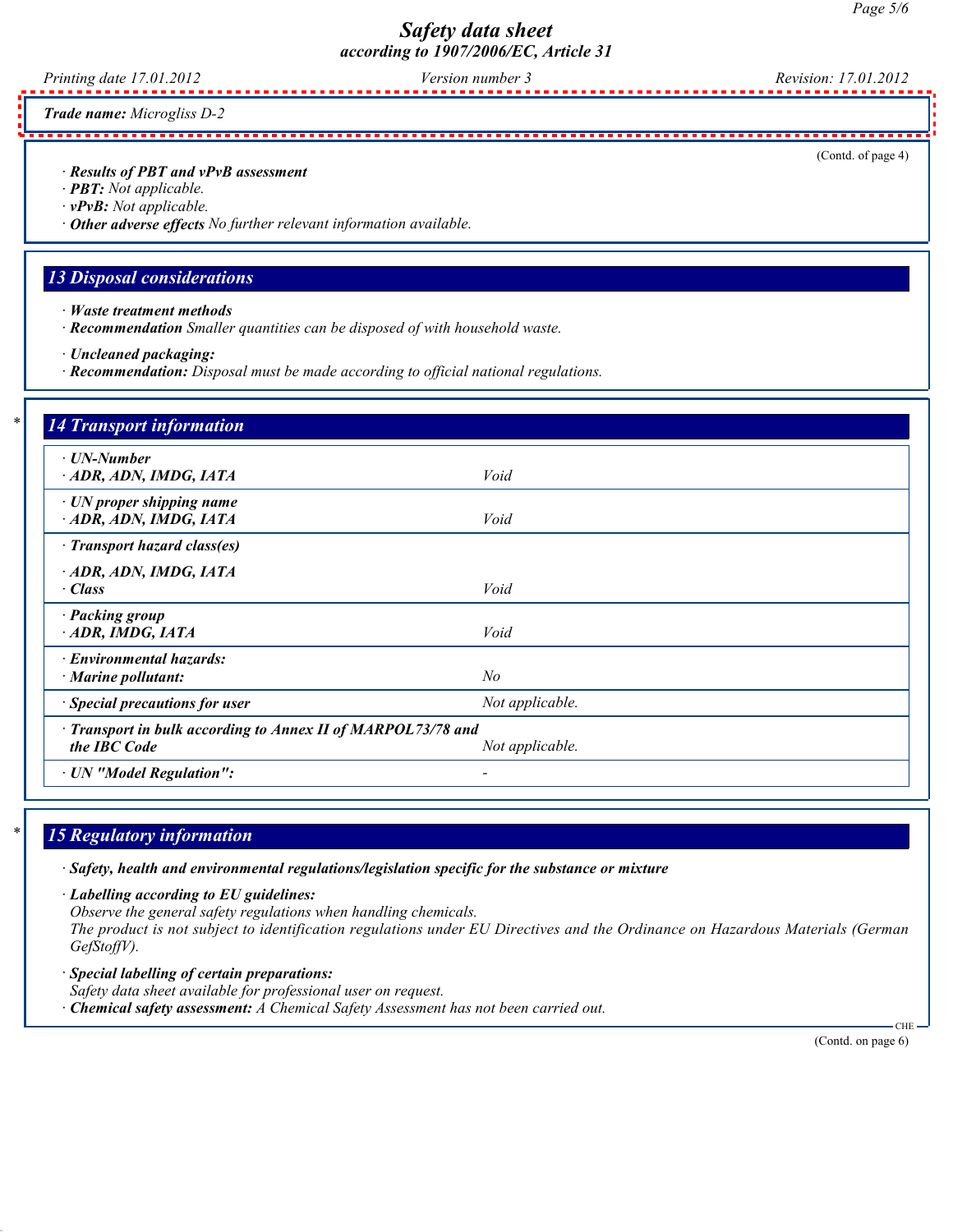**Trade name:** *Microgliss D-2*

(Contd. of page 4)

· **Results of PBT and vPvB assessment**
· **PBT:** Not applicable.
· **vPvB:** Not applicable.
· **Other adverse effects** No further relevant information available.

## 13 Disposal considerations

· **Waste treatment methods**
· **Recommendation** Smaller quantities can be disposed of with household waste.

· **Uncleaned packaging:**
· **Recommendation:** Disposal must be made according to official national regulations.

## 14 Transport information

| | |
|---|---|
| · **UN-Number**<br>· **ADR, ADN, IMDG, IATA** | Void |
| · **UN proper shipping name**<br>· **ADR, ADN, IMDG, IATA** | Void |
| · **Transport hazard class(es)**<br>· **ADR, ADN, IMDG, IATA**<br>· **Class** | Void |
| · **Packing group**<br>· **ADR, IMDG, IATA** | Void |
| · **Environmental hazards:**<br>· **Marine pollutant:** | No |
| · **Special precautions for user** | Not applicable. |
| · **Transport in bulk according to Annex II of MARPOL73/78 and the IBC Code** | Not applicable. |
| · **UN "Model Regulation":** | - |

## 15 Regulatory information

· **Safety, health and environmental regulations/legislation specific for the substance or mixture**

· **Labelling according to EU guidelines:**
Observe the general safety regulations when handling chemicals.
The product is not subject to identification regulations under EU Directives and the Ordinance on Hazardous Materials (German GefStoffV).

· **Special labelling of certain preparations:**
Safety data sheet available for professional user on request.
· **Chemical safety assessment:** A Chemical Safety Assessment has not been carried out.

(Contd. on page 6)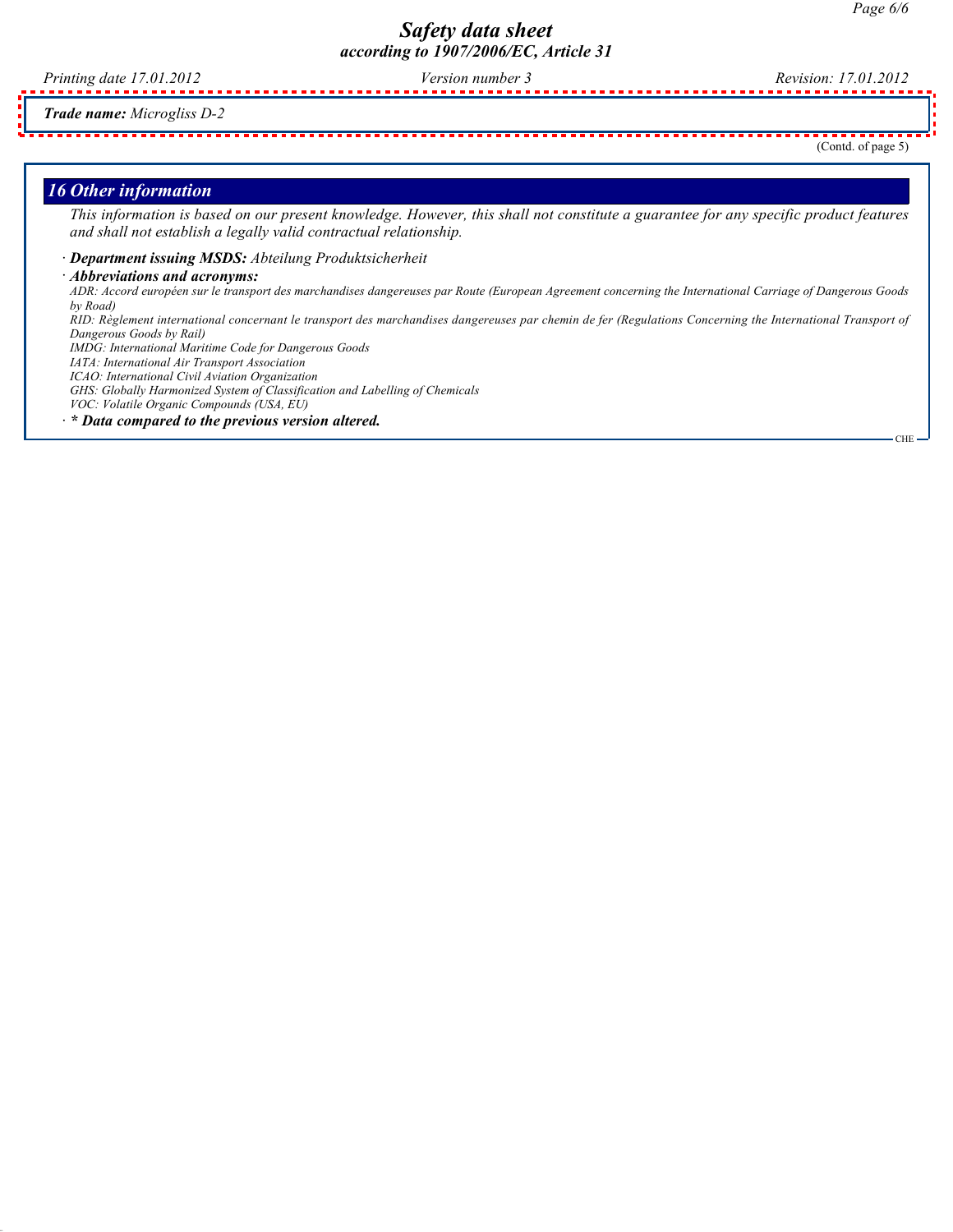Trade name: Microgliss D-2

(Contd. of page 5)

## 16 Other information

*This information is based on our present knowledge. However, this shall not constitute a guarantee for any specific product features and shall not establish a legally valid contractual relationship.*

· ***Department issuing MSDS:*** *Abteilung Produktsicherheit*

· ***Abbreviations and acronyms:***

*ADR: Accord européen sur le transport des marchandises dangereuses par Route (European Agreement concerning the International Carriage of Dangerous Goods by Road)*
*RID: Règlement international concernant le transport des marchandises dangereuses par chemin de fer (Regulations Concerning the International Transport of Dangerous Goods by Rail)*
*IMDG: International Maritime Code for Dangerous Goods*
*IATA: International Air Transport Association*
*ICAO: International Civil Aviation Organization*
*GHS: Globally Harmonized System of Classification and Labelling of Chemicals*
*VOC: Volatile Organic Compounds (USA, EU)*

· ***\* Data compared to the previous version altered.***

CHE